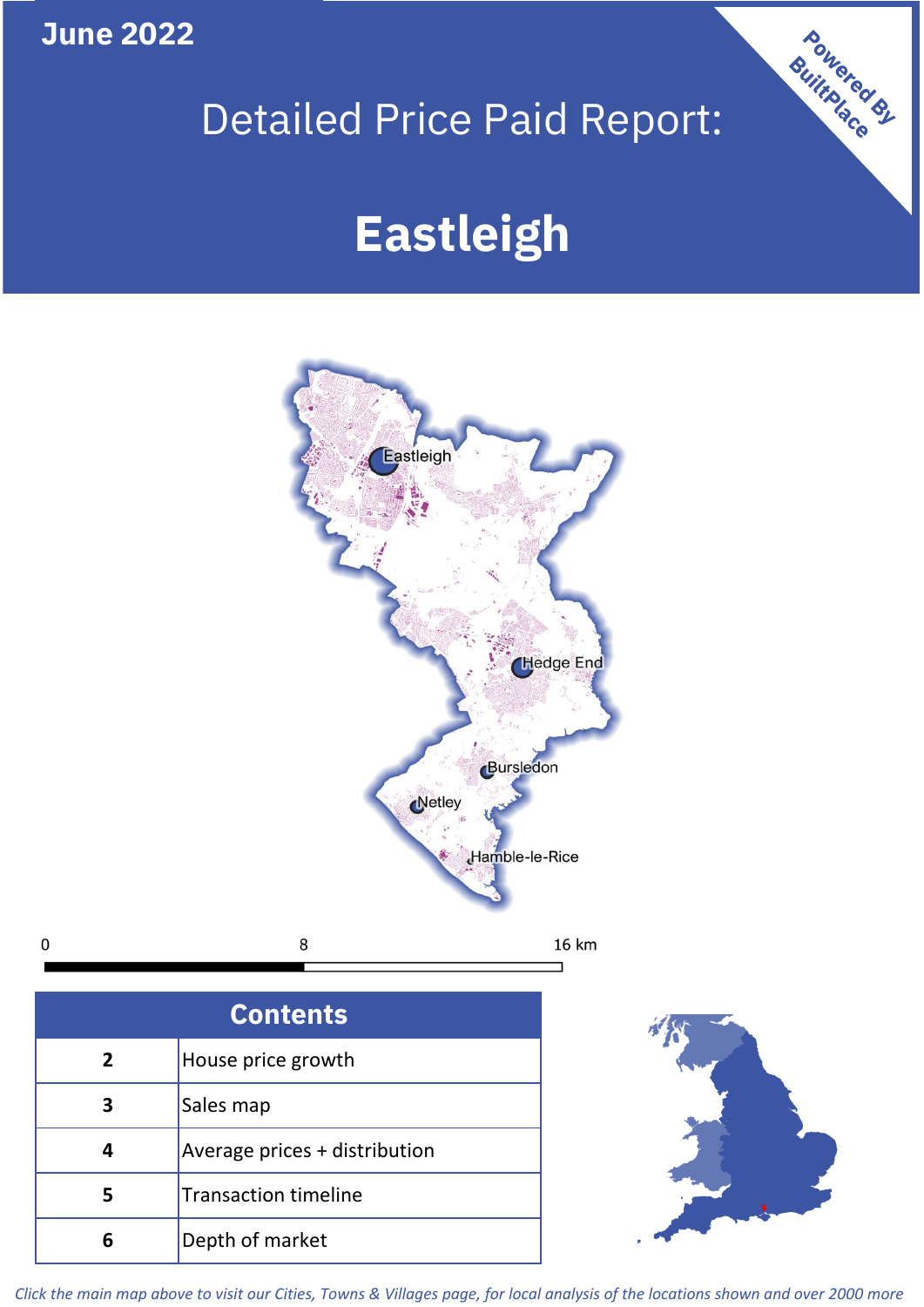June 2022

# Detailed Price Paid Report:

# Eastleigh

Powered By BuiltPlace

| Contents | |
|---|---|
| 2 | House price growth |
| 3 | Sales map |
| 4 | Average prices + distribution |
| 5 | Transaction timeline |
| 6 | Depth of market |

*Click the main map above to visit our Cities, Towns & Villages page, for local analysis of the locations shown and over 2000 more*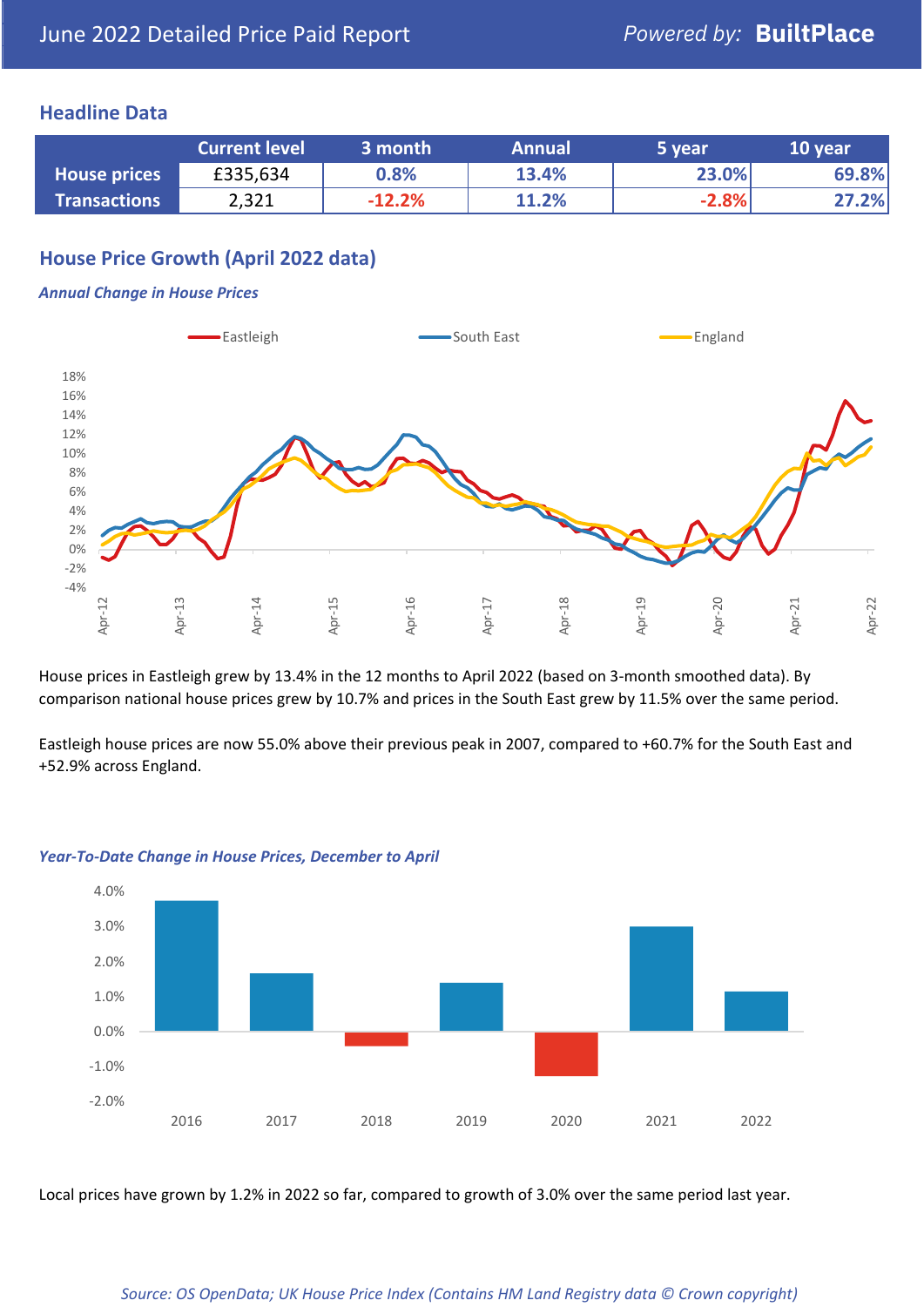June 2022 Detailed Price Paid Report — *Powered by:* **BuiltPlace**

## Headline Data

| | Current level | 3 month | Annual | 5 year | 10 year |
|---|---|---|---|---|---|
| **House prices** | £335,634 | 0.8% | 13.4% | 23.0% | 69.8% |
| **Transactions** | 2,321 | -12.2% | 11.2% | -2.8% | 27.2% |

## House Price Growth (April 2022 data)

***Annual Change in House Prices***

House prices in Eastleigh grew by 13.4% in the 12 months to April 2022 (based on 3-month smoothed data). By comparison national house prices grew by 10.7% and prices in the South East grew by 11.5% over the same period.

Eastleigh house prices are now 55.0% above their previous peak in 2007, compared to +60.7% for the South East and +52.9% across England.

***Year-To-Date Change in House Prices, December to April***

Local prices have grown by 1.2% in 2022 so far, compared to growth of 3.0% over the same period last year.

*Source: OS OpenData; UK House Price Index (Contains HM Land Registry data © Crown copyright)*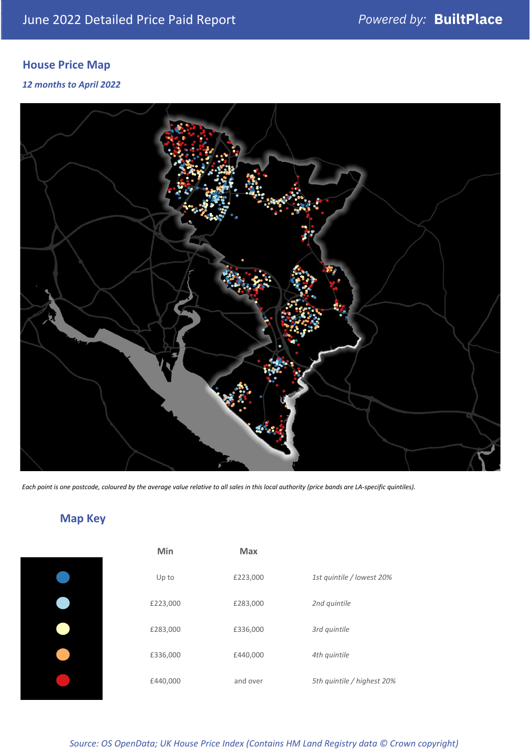# June 2022 Detailed Price Paid Report

*Powered by:* **BuiltPlace**

## House Price Map

*12 months to April 2022*

*Each point is one postcode, coloured by the average value relative to all sales in this local authority (price bands are LA-specific quintiles).*

## Map Key

| | Min | Max | |
|---|---|---|---|
| | Up to | £223,000 | *1st quintile / lowest 20%* |
| | £223,000 | £283,000 | *2nd quintile* |
| | £283,000 | £336,000 | *3rd quintile* |
| | £336,000 | £440,000 | *4th quintile* |
| | £440,000 | and over | *5th quintile / highest 20%* |

*Source: OS OpenData; UK House Price Index (Contains HM Land Registry data © Crown copyright)*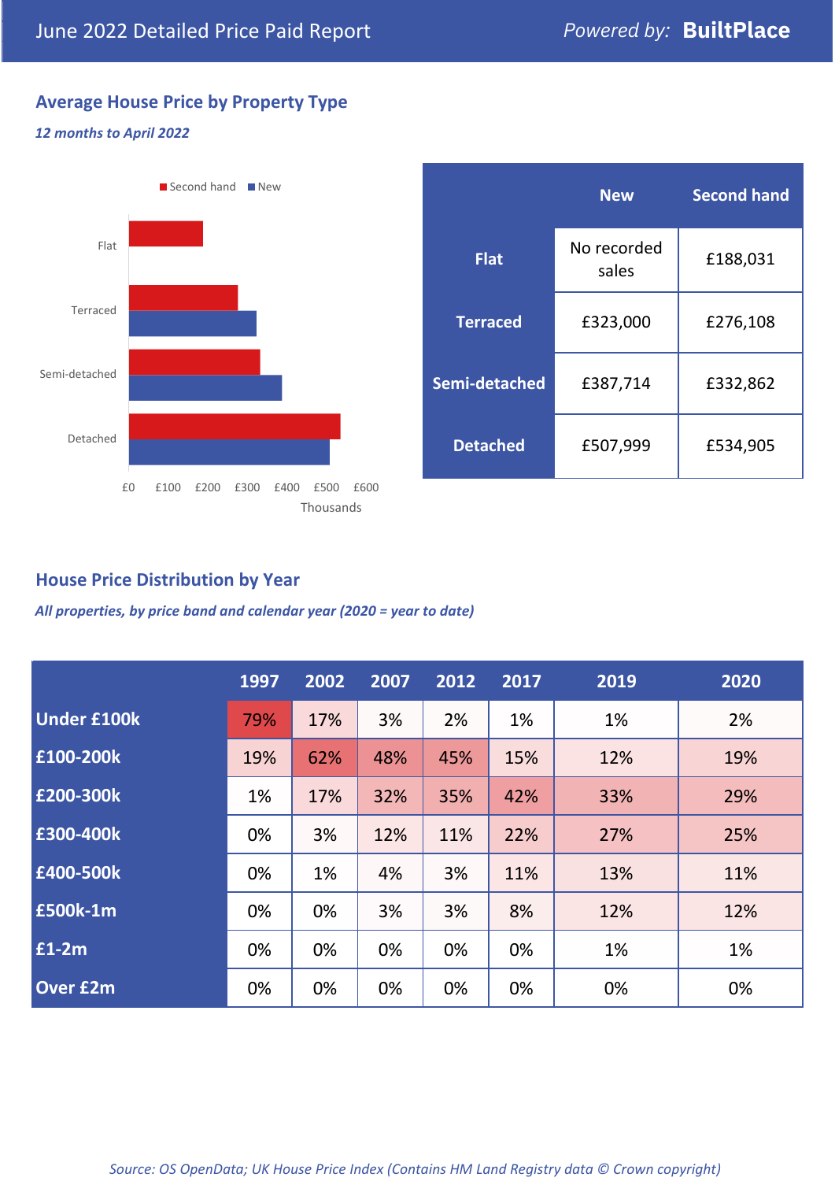# June 2022 Detailed Price Paid Report

Powered by: **BuiltPlace**

## Average House Price by Property Type

*12 months to April 2022*

|  | New | Second hand |
|---|---|---|
| **Flat** | No recorded sales | £188,031 |
| **Terraced** | £323,000 | £276,108 |
| **Semi-detached** | £387,714 | £332,862 |
| **Detached** | £507,999 | £534,905 |

## House Price Distribution by Year

*All properties, by price band and calendar year (2020 = year to date)*

|  | 1997 | 2002 | 2007 | 2012 | 2017 | 2019 | 2020 |
|---|---|---|---|---|---|---|---|
| **Under £100k** | 79% | 17% | 3% | 2% | 1% | 1% | 2% |
| **£100-200k** | 19% | 62% | 48% | 45% | 15% | 12% | 19% |
| **£200-300k** | 1% | 17% | 32% | 35% | 42% | 33% | 29% |
| **£300-400k** | 0% | 3% | 12% | 11% | 22% | 27% | 25% |
| **£400-500k** | 0% | 1% | 4% | 3% | 11% | 13% | 11% |
| **£500k-1m** | 0% | 0% | 3% | 3% | 8% | 12% | 12% |
| **£1-2m** | 0% | 0% | 0% | 0% | 0% | 1% | 1% |
| **Over £2m** | 0% | 0% | 0% | 0% | 0% | 0% | 0% |

*Source: OS OpenData; UK House Price Index (Contains HM Land Registry data © Crown copyright)*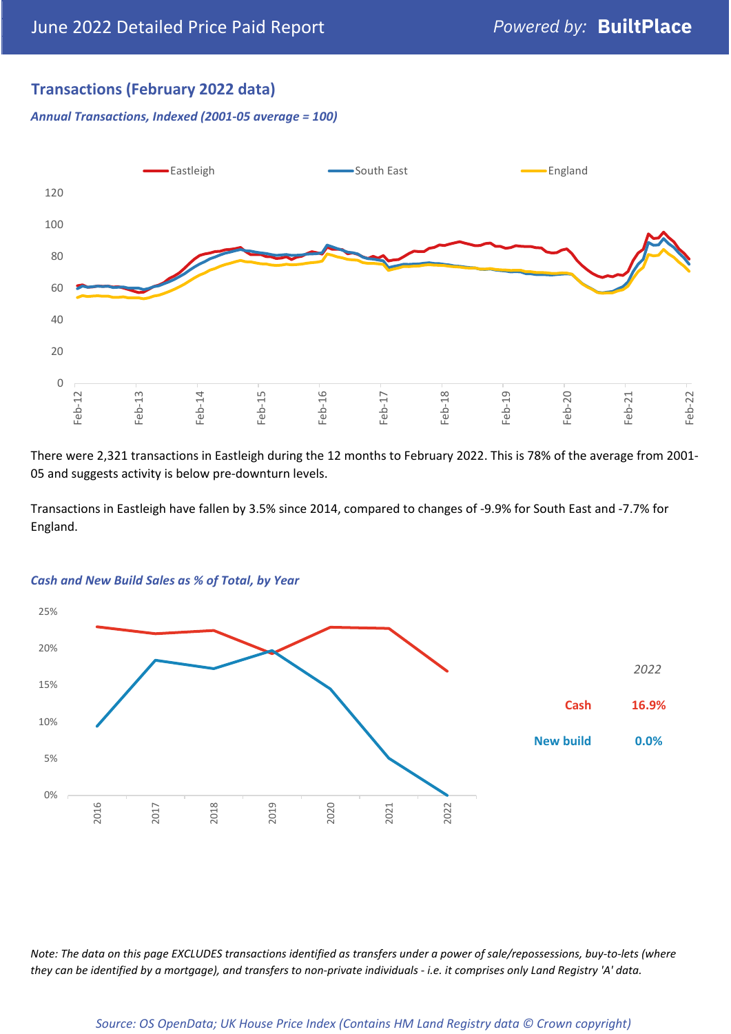## Transactions (February 2022 data)

*Annual Transactions, Indexed (2001-05 average = 100)*

There were 2,321 transactions in Eastleigh during the 12 months to February 2022. This is 78% of the average from 2001-05 and suggests activity is below pre-downturn levels.

Transactions in Eastleigh have fallen by 3.5% since 2014, compared to changes of -9.9% for South East and -7.7% for England.

*Cash and New Build Sales as % of Total, by Year*

| 2022 | |
|---|---|
| Cash | 16.9% |
| New build | 0.0% |

*Note: The data on this page EXCLUDES transactions identified as transfers under a power of sale/repossessions, buy-to-lets (where they can be identified by a mortgage), and transfers to non-private individuals - i.e. it comprises only Land Registry 'A' data.*

*Source: OS OpenData; UK House Price Index (Contains HM Land Registry data © Crown copyright)*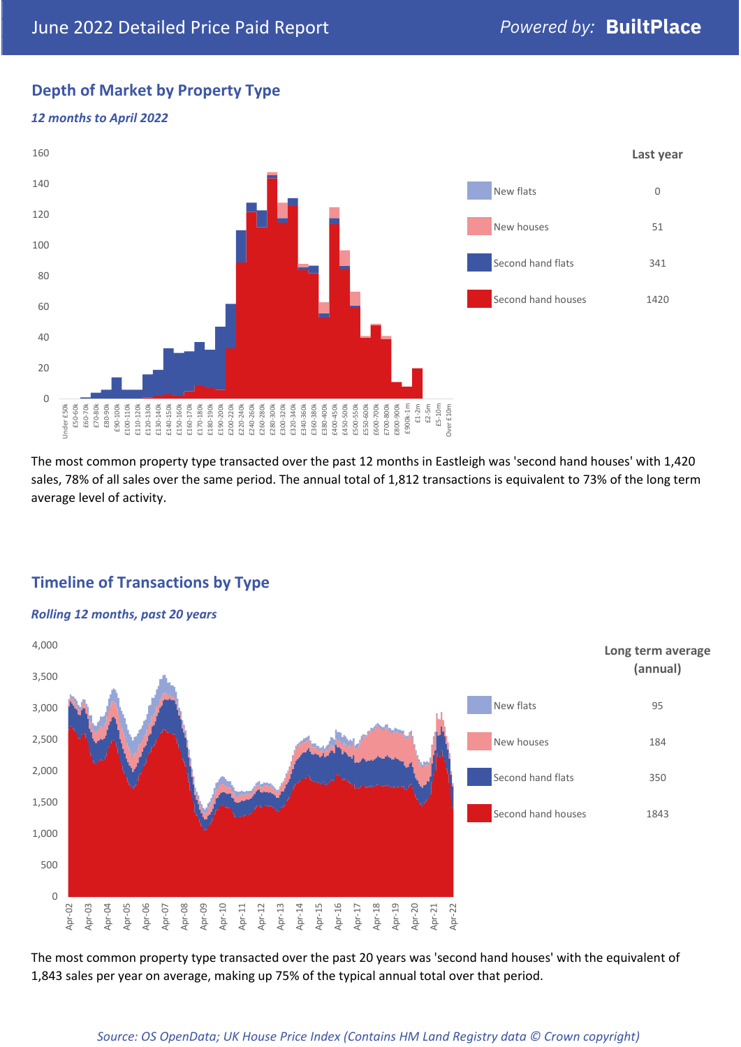## Depth of Market by Property Type

*12 months to April 2022*

160
140
120
100
80
60
40
20
0

Under £50k, £50-60k, £60-70k, £70-80k, £80-90k, £90-100k, £100-110k, £110-120k, £120-130k, £130-140k, £140-150k, £150-160k, £160-170k, £170-180k, £180-190k, £190-200k, £200-220k, £220-240k, £240-260k, £260-280k, £280-300k, £300-320k, £320-340k, £340-360k, £360-380k, £380-400k, £400-450k, £450-500k, £500-550k, £550-600k, £600-700k, £700-800k, £800-900k, £900k-1m, £1-2m, £2-5m, £5-10m, Over £10m

Last year

New flats 0
New houses 51
Second hand flats 341
Second hand houses 1420

The most common property type transacted over the past 12 months in Eastleigh was 'second hand houses' with 1,420 sales, 78% of all sales over the same period. The annual total of 1,812 transactions is equivalent to 73% of the long term average level of activity.

## Timeline of Transactions by Type

*Rolling 12 months, past 20 years*

4,000
3,500
3,000
2,500
2,000
1,500
1,000
500
0

Apr-02, Apr-03, Apr-04, Apr-05, Apr-06, Apr-07, Apr-08, Apr-09, Apr-10, Apr-11, Apr-12, Apr-13, Apr-14, Apr-15, Apr-16, Apr-17, Apr-18, Apr-19, Apr-20, Apr-21, Apr-22

Long term average (annual)

New flats 95
New houses 184
Second hand flats 350
Second hand houses 1843

The most common property type transacted over the past 20 years was 'second hand houses' with the equivalent of 1,843 sales per year on average, making up 75% of the typical annual total over that period.

*Source: OS OpenData; UK House Price Index (Contains HM Land Registry data © Crown copyright)*